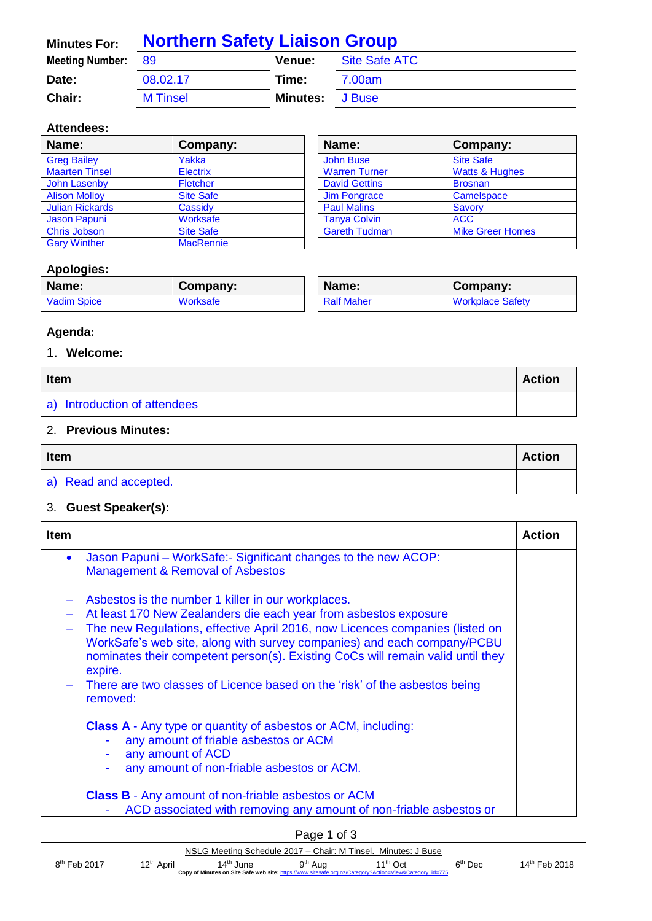| Minutes For: | Northern Safety Liaison Group | | |
|---|---|---|---|
| Meeting Number: | 89 | Venue: | Site Safe ATC |
| Date: | 08.02.17 | Time: | 7.00am |
| Chair: | M Tinsel | Minutes: | J Buse |

**Attendees:**

| Name: | Company: | Name: | Company: |
|---|---|---|---|
| Greg Bailey | Yakka | John Buse | Site Safe |
| Maarten Tinsel | Electrix | Warren Turner | Watts & Hughes |
| John Lasenby | Fletcher | David Gettins | Brosnan |
| Alison Molloy | Site Safe | Jim Pongrace | Camelspace |
| Julian Rickards | Cassidy | Paul Malins | Savory |
| Jason Papuni | Worksafe | Tanya Colvin | ACC |
| Chris Jobson | Site Safe | Gareth Tudman | Mike Greer Homes |
| Gary Winther | MacRennie | | |

**Apologies:**

| Name: | Company: | Name: | Company: |
|---|---|---|---|
| Vadim Spice | Worksafe | Ralf Maher | Workplace Safety |

**Agenda:**

1. **Welcome:**

| Item | Action |
|---|---|
| a) Introduction of attendees | |

2. **Previous Minutes:**

| Item | Action |
|---|---|
| a) Read and accepted. | |

3. **Guest Speaker(s):**

| Item | Action |
|---|---|
| • Jason Papuni – WorkSafe:- Significant changes to the new ACOP: Management & Removal of Asbestos<br><br>– Asbestos is the number 1 killer in our workplaces.<br>– At least 170 New Zealanders die each year from asbestos exposure<br>– The new Regulations, effective April 2016, now Licences companies (listed on WorkSafe's web site, along with survey companies) and each company/PCBU nominates their competent person(s). Existing CoCs will remain valid until they expire.<br>– There are two classes of Licence based on the 'risk' of the asbestos being removed:<br><br>**Class A** - Any type or quantity of asbestos or ACM, including:<br>- any amount of friable asbestos or ACM<br>- any amount of ACD<br>- any amount of non-friable asbestos or ACM.<br><br>**Class B** - Any amount of non-friable asbestos or ACM<br>- ACD associated with removing any amount of non-friable asbestos or | |

NSLG Meeting Schedule 2017 – Chair: M Tinsel. Minutes: J Buse

8th Feb 2017 | 12th April | 14th June | 9th Aug | 11th Oct | 6th Dec | 14th Feb 2018

Copy of Minutes on Site Safe web site: https://www.sitesafe.org.nz/Category?Action=View&Category_id=775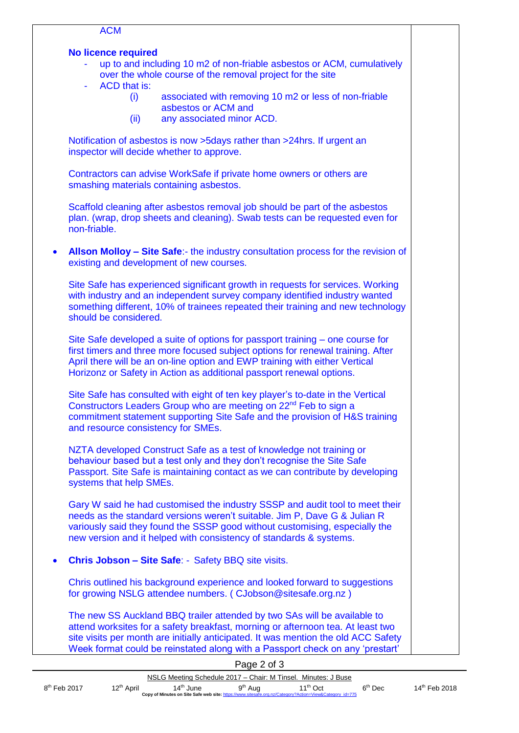ACM

**No licence required**

- up to and including 10 m2 of non-friable asbestos or ACM, cumulatively over the whole course of the removal project for the site
- ACD that is:
  - (i) associated with removing 10 m2 or less of non-friable asbestos or ACM and
  - (ii) any associated minor ACD.

Notification of asbestos is now >5days rather than >24hrs. If urgent an inspector will decide whether to approve.

Contractors can advise WorkSafe if private home owners or others are smashing materials containing asbestos.

Scaffold cleaning after asbestos removal job should be part of the asbestos plan. (wrap, drop sheets and cleaning). Swab tests can be requested even for non-friable.

- **Allson Molloy – Site Safe**:- the industry consultation process for the revision of existing and development of new courses.

  Site Safe has experienced significant growth in requests for services. Working with industry and an independent survey company identified industry wanted something different, 10% of trainees repeated their training and new technology should be considered.

  Site Safe developed a suite of options for passport training – one course for first timers and three more focused subject options for renewal training. After April there will be an on-line option and EWP training with either Vertical Horizonz or Safety in Action as additional passport renewal options.

  Site Safe has consulted with eight of ten key player's to-date in the Vertical Constructors Leaders Group who are meeting on 22nd Feb to sign a commitment statement supporting Site Safe and the provision of H&S training and resource consistency for SMEs.

  NZTA developed Construct Safe as a test of knowledge not training or behaviour based but a test only and they don't recognise the Site Safe Passport. Site Safe is maintaining contact as we can contribute by developing systems that help SMEs.

  Gary W said he had customised the industry SSSP and audit tool to meet their needs as the standard versions weren't suitable. Jim P, Dave G & Julian R variously said they found the SSSP good without customising, especially the new version and it helped with consistency of standards & systems.

- **Chris Jobson – Site Safe**: - Safety BBQ site visits.

  Chris outlined his background experience and looked forward to suggestions for growing NSLG attendee numbers. ( CJobson@sitesafe.org.nz )

  The new SS Auckland BBQ trailer attended by two SAs will be available to attend worksites for a safety breakfast, morning or afternoon tea. At least two site visits per month are initially anticipated. It was mention the old ACC Safety Week format could be reinstated along with a Passport check on any 'prestart'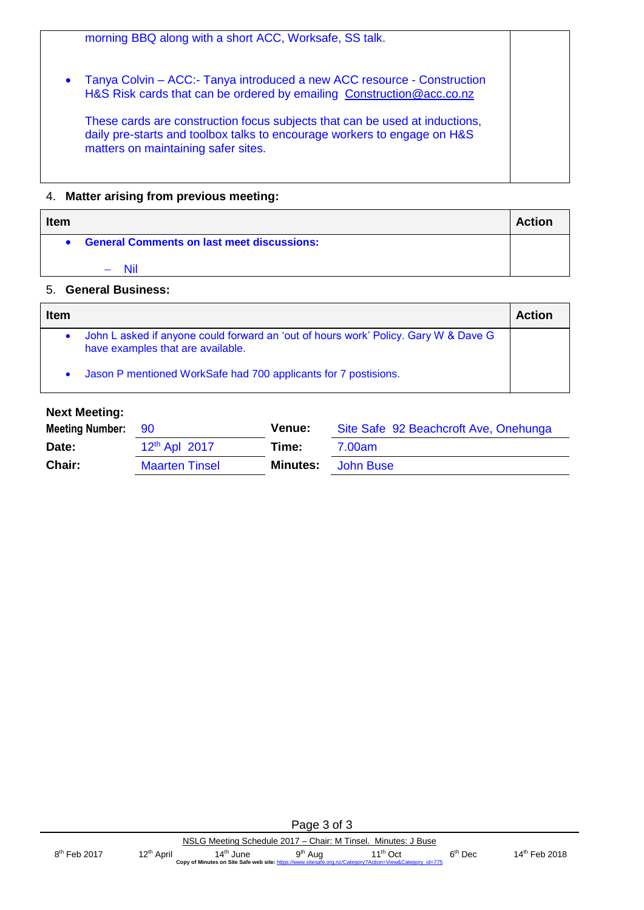| | |
|---|---|
| morning BBQ along with a short ACC, Worksafe, SS talk.<br><br>• Tanya Colvin – ACC:- Tanya introduced a new ACC resource - Construction H&S Risk cards that can be ordered by emailing Construction@acc.co.nz<br><br>These cards are construction focus subjects that can be used at inductions, daily pre-starts and toolbox talks to encourage workers to engage on H&S matters on maintaining safer sites. | |

4. **Matter arising from previous meeting:**

| Item | Action |
|---|---|
| • **General Comments on last meet discussions:**<br>– Nil | |

5. **General Business:**

| Item | Action |
|---|---|
| • John L asked if anyone could forward an 'out of hours work' Policy. Gary W & Dave G have examples that are available.<br>• Jason P mentioned WorkSafe had 700 applicants for 7 postisions. | |

**Next Meeting:**

| | | | |
|---|---|---|---|
| **Meeting Number:** | 90 | **Venue:** | Site Safe 92 Beachcroft Ave, Onehunga |
| **Date:** | 12th Apl 2017 | **Time:** | 7.00am |
| **Chair:** | Maarten Tinsel | **Minutes:** | John Buse |

NSLG Meeting Schedule 2017 – Chair: M Tinsel. Minutes: J Buse

| | | | | | | |
|---|---|---|---|---|---|---|
| 8th Feb 2017 | 12th April | 14th June | 9th Aug | 11th Oct | 6th Dec | 14th Feb 2018 |

Copy of Minutes on Site Safe web site: https://www.sitesafe.org.nz/Category?Action=View&Category_id=775